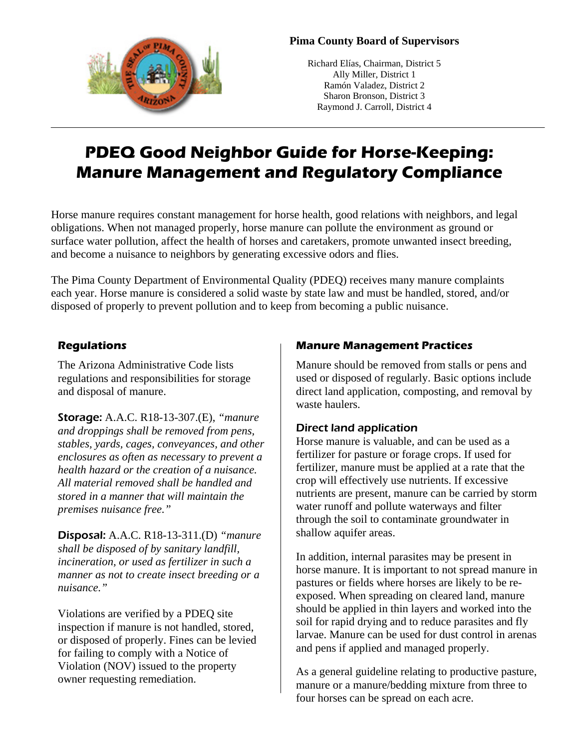**Pima County Board of Supervisors**

Richard Elías, Chairman, District 5
Ally Miller, District 1
Ramón Valadez, District 2
Sharon Bronson, District 3
Raymond J. Carroll, District 4

---

# PDEQ Good Neighbor Guide for Horse-Keeping: Manure Management and Regulatory Compliance

Horse manure requires constant management for horse health, good relations with neighbors, and legal obligations. When not managed properly, horse manure can pollute the environment as ground or surface water pollution, affect the health of horses and caretakers, promote unwanted insect breeding, and become a nuisance to neighbors by generating excessive odors and flies.

The Pima County Department of Environmental Quality (PDEQ) receives many manure complaints each year. Horse manure is considered a solid waste by state law and must be handled, stored, and/or disposed of properly to prevent pollution and to keep from becoming a public nuisance.

## Regulations

The Arizona Administrative Code lists regulations and responsibilities for storage and disposal of manure.

**Storage:** A.A.C. R18-13-307.(E), *"manure and droppings shall be removed from pens, stables, yards, cages, conveyances, and other enclosures as often as necessary to prevent a health hazard or the creation of a nuisance. All material removed shall be handled and stored in a manner that will maintain the premises nuisance free."*

**Disposal:** A.A.C. R18-13-311.(D) *"manure shall be disposed of by sanitary landfill, incineration, or used as fertilizer in such a manner as not to create insect breeding or a nuisance."*

Violations are verified by a PDEQ site inspection if manure is not handled, stored, or disposed of properly. Fines can be levied for failing to comply with a Notice of Violation (NOV) issued to the property owner requesting remediation.

## Manure Management Practices

Manure should be removed from stalls or pens and used or disposed of regularly. Basic options include direct land application, composting, and removal by waste haulers.

### Direct land application

Horse manure is valuable, and can be used as a fertilizer for pasture or forage crops. If used for fertilizer, manure must be applied at a rate that the crop will effectively use nutrients. If excessive nutrients are present, manure can be carried by storm water runoff and pollute waterways and filter through the soil to contaminate groundwater in shallow aquifer areas.

In addition, internal parasites may be present in horse manure. It is important to not spread manure in pastures or fields where horses are likely to be re-exposed. When spreading on cleared land, manure should be applied in thin layers and worked into the soil for rapid drying and to reduce parasites and fly larvae. Manure can be used for dust control in arenas and pens if applied and managed properly.

As a general guideline relating to productive pasture, manure or a manure/bedding mixture from three to four horses can be spread on each acre.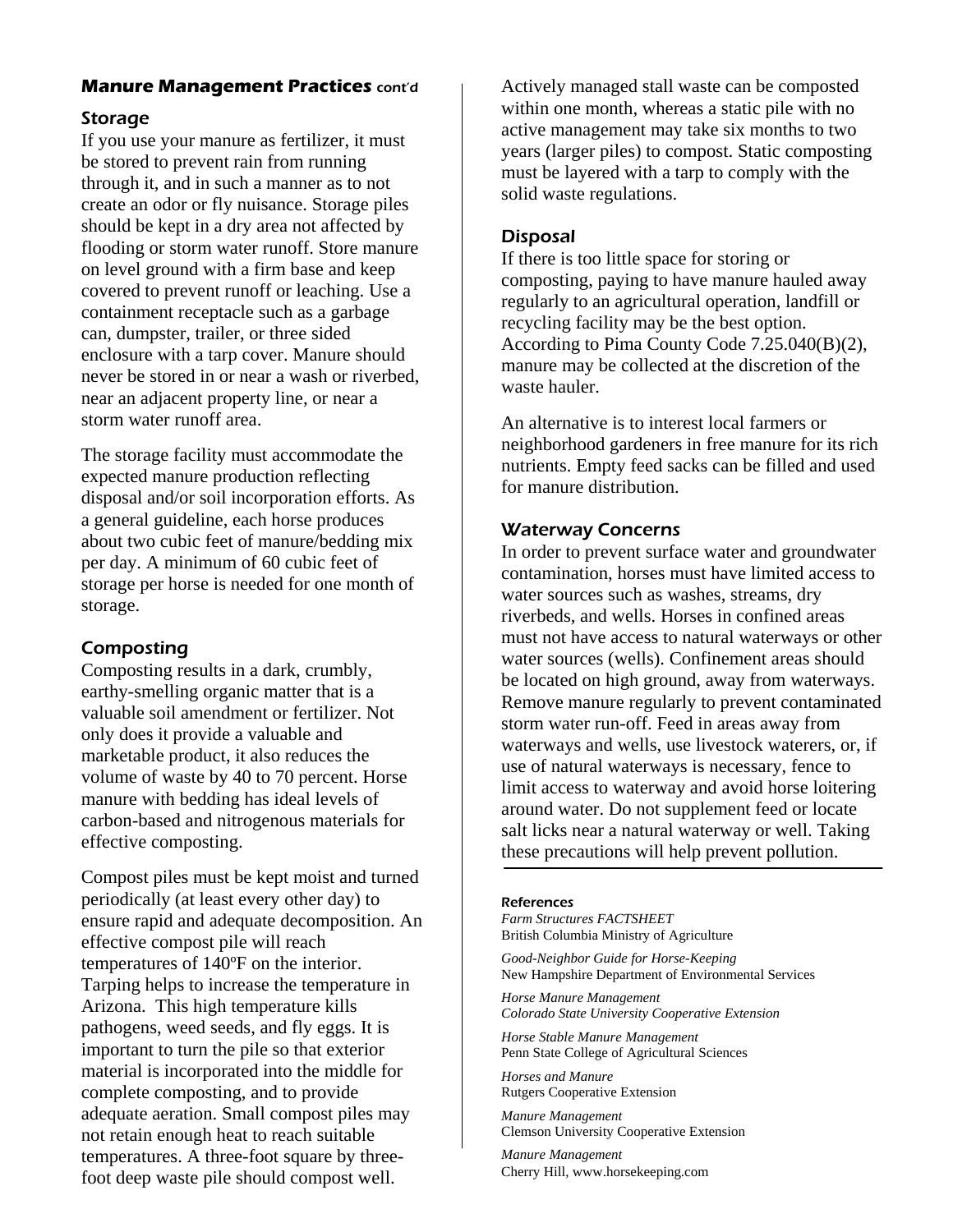## Manure Management Practices *cont'd*

### *Storage*

If you use your manure as fertilizer, it must be stored to prevent rain from running through it, and in such a manner as to not create an odor or fly nuisance. Storage piles should be kept in a dry area not affected by flooding or storm water runoff. Store manure on level ground with a firm base and keep covered to prevent runoff or leaching. Use a containment receptacle such as a garbage can, dumpster, trailer, or three sided enclosure with a tarp cover. Manure should never be stored in or near a wash or riverbed, near an adjacent property line, or near a storm water runoff area.

The storage facility must accommodate the expected manure production reflecting disposal and/or soil incorporation efforts. As a general guideline, each horse produces about two cubic feet of manure/bedding mix per day. A minimum of 60 cubic feet of storage per horse is needed for one month of storage.

### *Composting*

Composting results in a dark, crumbly, earthy-smelling organic matter that is a valuable soil amendment or fertilizer. Not only does it provide a valuable and marketable product, it also reduces the volume of waste by 40 to 70 percent. Horse manure with bedding has ideal levels of carbon-based and nitrogenous materials for effective composting.

Compost piles must be kept moist and turned periodically (at least every other day) to ensure rapid and adequate decomposition. An effective compost pile will reach temperatures of 140ºF on the interior. Tarping helps to increase the temperature in Arizona. This high temperature kills pathogens, weed seeds, and fly eggs. It is important to turn the pile so that exterior material is incorporated into the middle for complete composting, and to provide adequate aeration. Small compost piles may not retain enough heat to reach suitable temperatures. A three-foot square by three-foot deep waste pile should compost well.

Actively managed stall waste can be composted within one month, whereas a static pile with no active management may take six months to two years (larger piles) to compost. Static composting must be layered with a tarp to comply with the solid waste regulations.

### *Disposal*

If there is too little space for storing or composting, paying to have manure hauled away regularly to an agricultural operation, landfill or recycling facility may be the best option. According to Pima County Code 7.25.040(B)(2), manure may be collected at the discretion of the waste hauler.

An alternative is to interest local farmers or neighborhood gardeners in free manure for its rich nutrients. Empty feed sacks can be filled and used for manure distribution.

### *Waterway Concerns*

In order to prevent surface water and groundwater contamination, horses must have limited access to water sources such as washes, streams, dry riverbeds, and wells. Horses in confined areas must not have access to natural waterways or other water sources (wells). Confinement areas should be located on high ground, away from waterways. Remove manure regularly to prevent contaminated storm water run-off. Feed in areas away from waterways and wells, use livestock waterers, or, if use of natural waterways is necessary, fence to limit access to waterway and avoid horse loitering around water. Do not supplement feed or locate salt licks near a natural waterway or well. Taking these precautions will help prevent pollution.

---

#### *References*

*Farm Structures FACTSHEET*
British Columbia Ministry of Agriculture

*Good-Neighbor Guide for Horse-Keeping*
New Hampshire Department of Environmental Services

*Horse Manure Management*
*Colorado State University Cooperative Extension*

*Horse Stable Manure Management*
Penn State College of Agricultural Sciences

*Horses and Manure*
Rutgers Cooperative Extension

*Manure Management*
Clemson University Cooperative Extension

*Manure Management*
Cherry Hill, www.horsekeeping.com